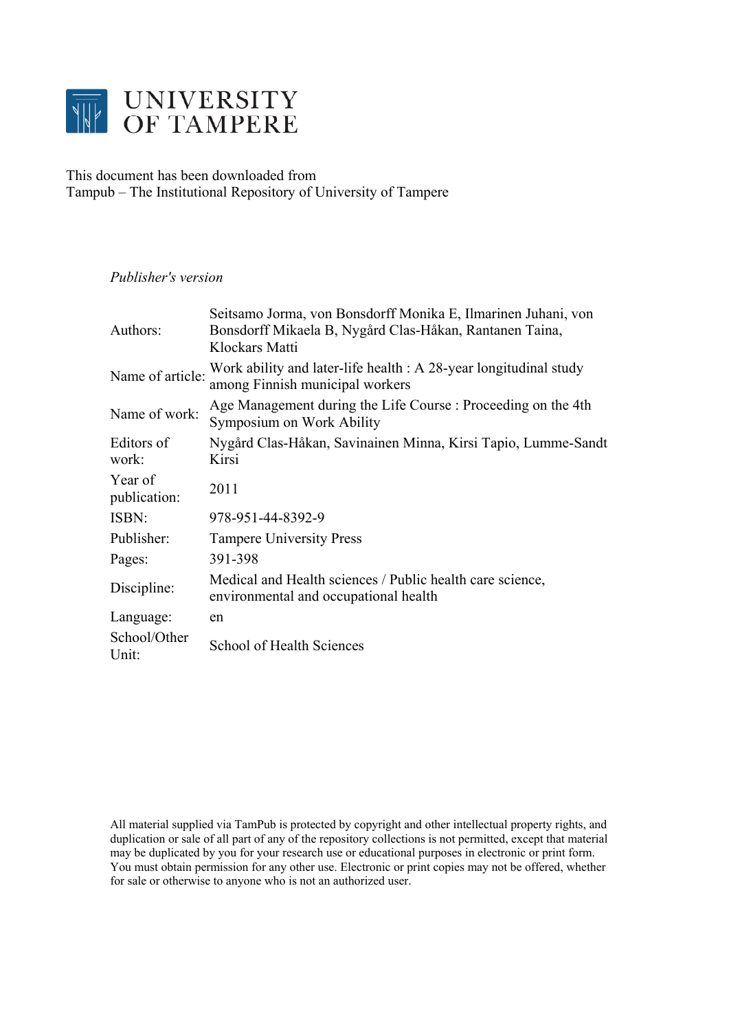# UNIVERSITY OF TAMPERE

This document has been downloaded from
Tampub – The Institutional Repository of University of Tampere

*Publisher's version*

| | |
|---|---|
| Authors: | Seitsamo Jorma, von Bonsdorff Monika E, Ilmarinen Juhani, von Bonsdorff Mikaela B, Nygård Clas-Håkan, Rantanen Taina, Klockars Matti |
| Name of article: | Work ability and later-life health : A 28-year longitudinal study among Finnish municipal workers |
| Name of work: | Age Management during the Life Course : Proceeding on the 4th Symposium on Work Ability |
| Editors of work: | Nygård Clas-Håkan, Savinainen Minna, Kirsi Tapio, Lumme-Sandt Kirsi |
| Year of publication: | 2011 |
| ISBN: | 978-951-44-8392-9 |
| Publisher: | Tampere University Press |
| Pages: | 391-398 |
| Discipline: | Medical and Health sciences / Public health care science, environmental and occupational health |
| Language: | en |
| School/Other Unit: | School of Health Sciences |

All material supplied via TamPub is protected by copyright and other intellectual property rights, and duplication or sale of all part of any of the repository collections is not permitted, except that material may be duplicated by you for your research use or educational purposes in electronic or print form. You must obtain permission for any other use. Electronic or print copies may not be offered, whether for sale or otherwise to anyone who is not an authorized user.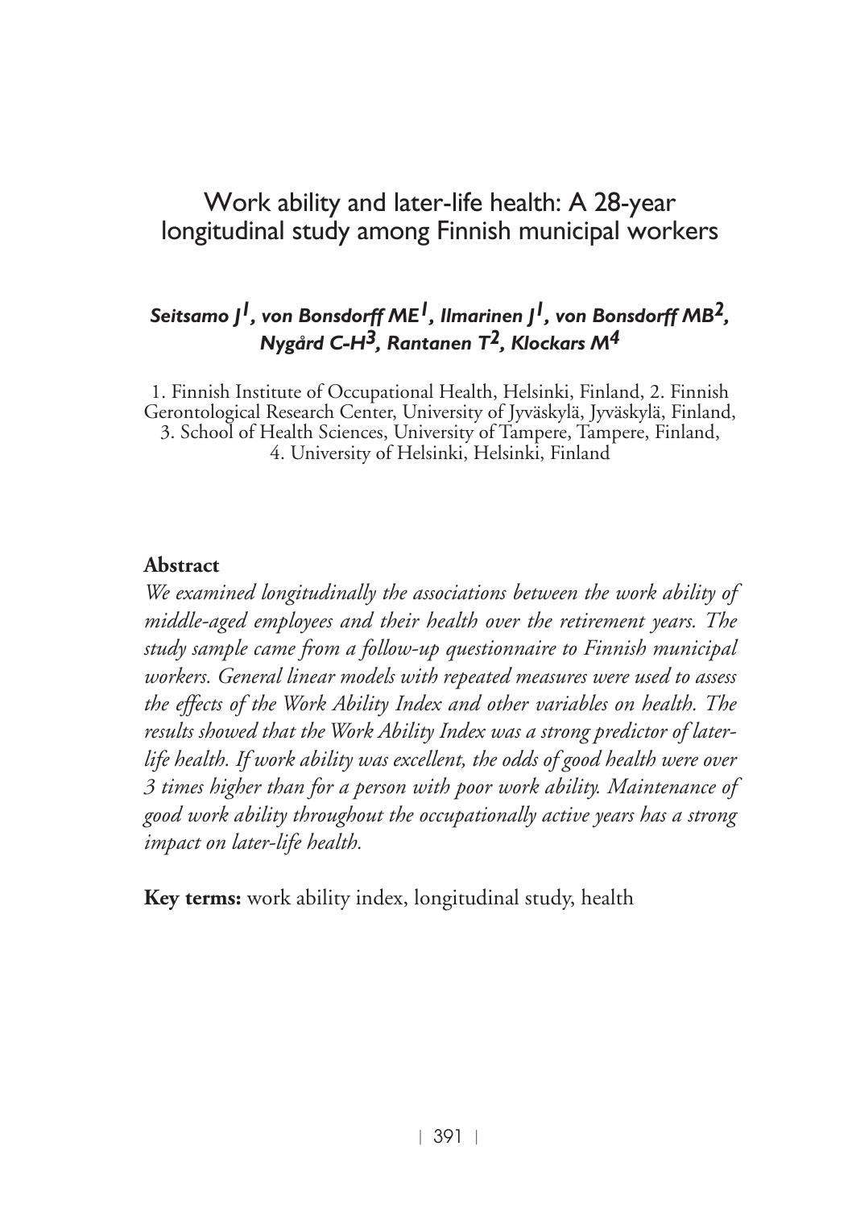# Work ability and later-life health: A 28-year longitudinal study among Finnish municipal workers

***Seitsamo J[1], von Bonsdorff ME[1], Ilmarinen J[1], von Bonsdorff MB[2], Nygård C-H[3], Rantanen T[2], Klockars M[4]***

1. Finnish Institute of Occupational Health, Helsinki, Finland, 2. Finnish Gerontological Research Center, University of Jyväskylä, Jyväskylä, Finland, 3. School of Health Sciences, University of Tampere, Tampere, Finland, 4. University of Helsinki, Helsinki, Finland

## Abstract

*We examined longitudinally the associations between the work ability of middle-aged employees and their health over the retirement years. The study sample came from a follow-up questionnaire to Finnish municipal workers. General linear models with repeated measures were used to assess the effects of the Work Ability Index and other variables on health. The results showed that the Work Ability Index was a strong predictor of later-life health. If work ability was excellent, the odds of good health were over 3 times higher than for a person with poor work ability. Maintenance of good work ability throughout the occupationally active years has a strong impact on later-life health.*

**Key terms:** work ability index, longitudinal study, health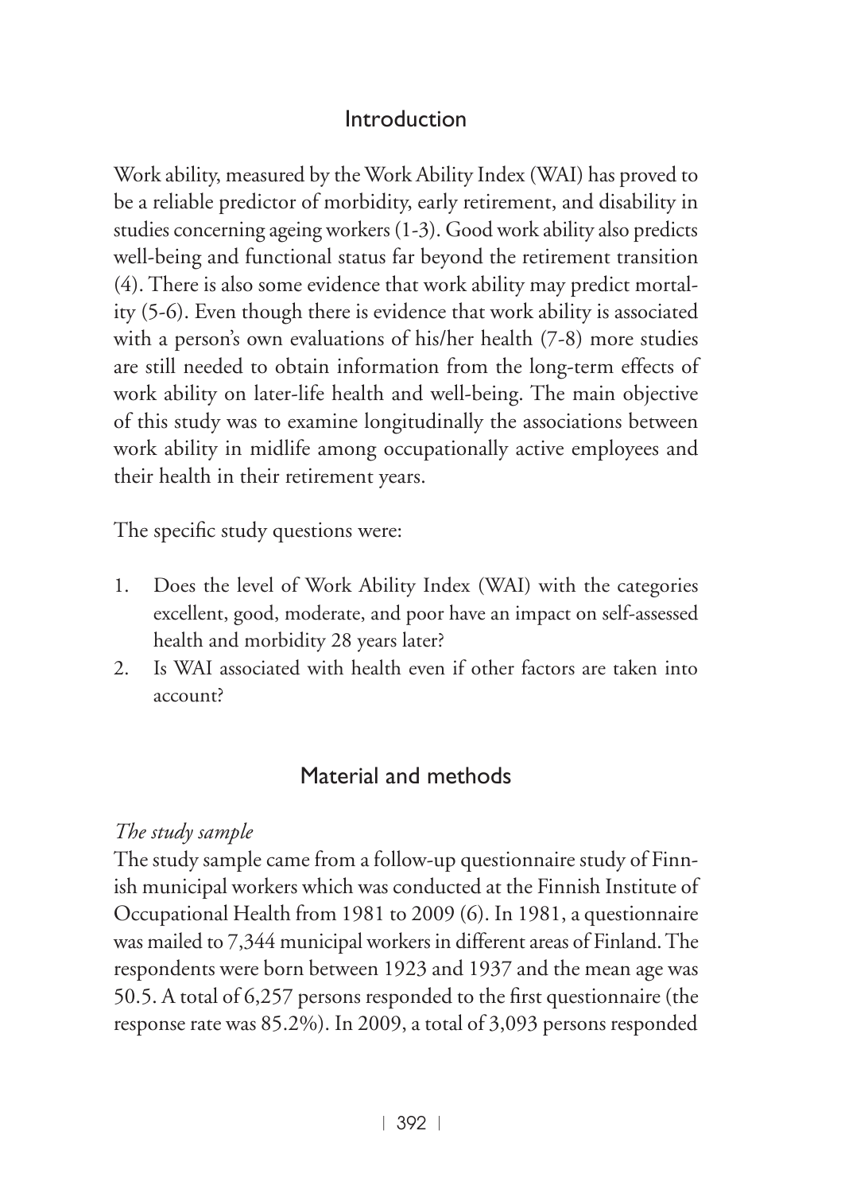## Introduction

Work ability, measured by the Work Ability Index (WAI) has proved to be a reliable predictor of morbidity, early retirement, and disability in studies concerning ageing workers (1-3). Good work ability also predicts well-being and functional status far beyond the retirement transition (4). There is also some evidence that work ability may predict mortality (5-6). Even though there is evidence that work ability is associated with a person's own evaluations of his/her health (7-8) more studies are still needed to obtain information from the long-term effects of work ability on later-life health and well-being. The main objective of this study was to examine longitudinally the associations between work ability in midlife among occupationally active employees and their health in their retirement years.

The specific study questions were:

1. Does the level of Work Ability Index (WAI) with the categories excellent, good, moderate, and poor have an impact on self-assessed health and morbidity 28 years later?
2. Is WAI associated with health even if other factors are taken into account?

## Material and methods

*The study sample*

The study sample came from a follow-up questionnaire study of Finnish municipal workers which was conducted at the Finnish Institute of Occupational Health from 1981 to 2009 (6). In 1981, a questionnaire was mailed to 7,344 municipal workers in different areas of Finland. The respondents were born between 1923 and 1937 and the mean age was 50.5. A total of 6,257 persons responded to the first questionnaire (the response rate was 85.2%). In 2009, a total of 3,093 persons responded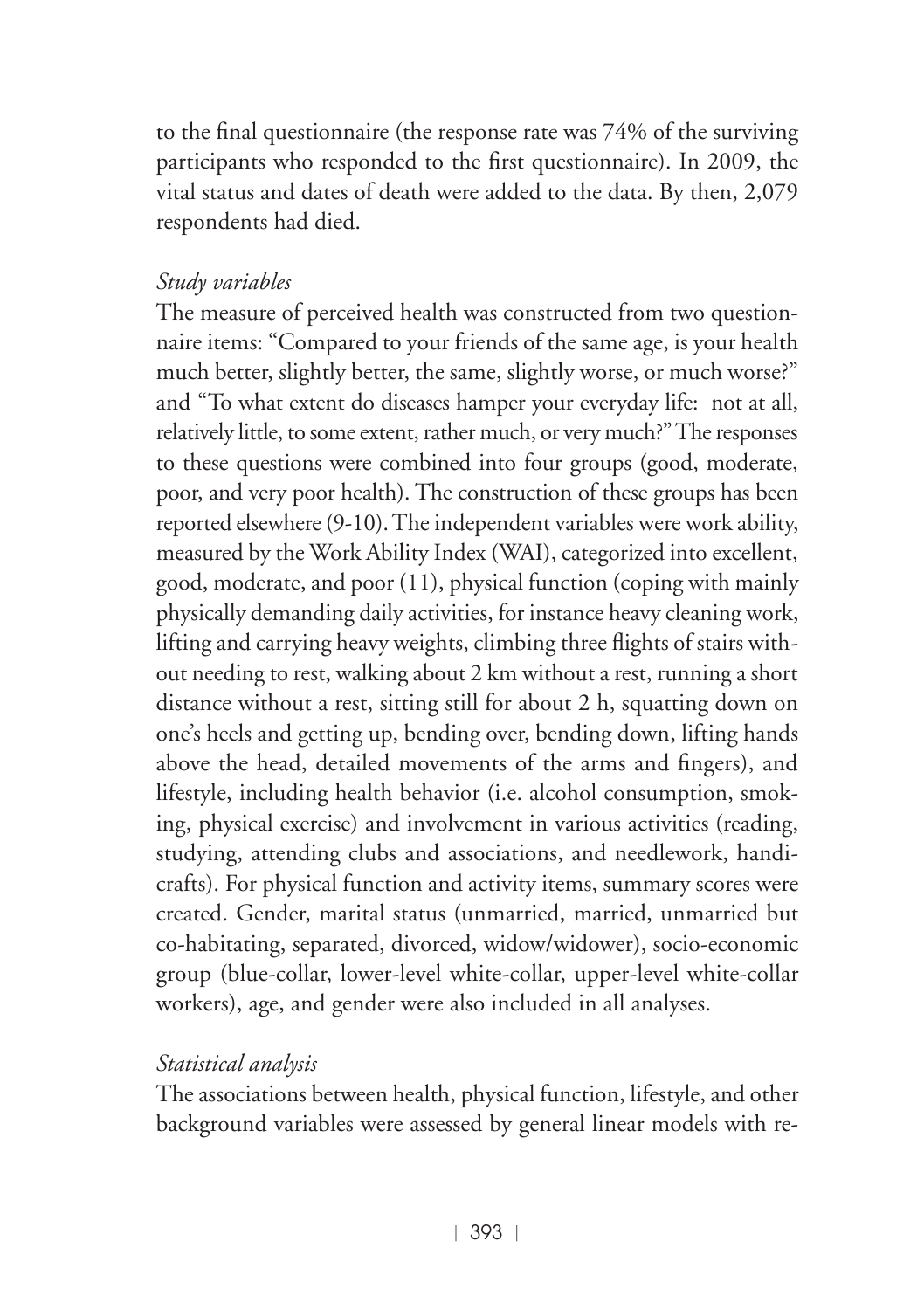to the final questionnaire (the response rate was 74% of the surviving participants who responded to the first questionnaire). In 2009, the vital status and dates of death were added to the data. By then, 2,079 respondents had died.

*Study variables*

The measure of perceived health was constructed from two questionnaire items: "Compared to your friends of the same age, is your health much better, slightly better, the same, slightly worse, or much worse?" and "To what extent do diseases hamper your everyday life: not at all, relatively little, to some extent, rather much, or very much?" The responses to these questions were combined into four groups (good, moderate, poor, and very poor health). The construction of these groups has been reported elsewhere (9-10). The independent variables were work ability, measured by the Work Ability Index (WAI), categorized into excellent, good, moderate, and poor (11), physical function (coping with mainly physically demanding daily activities, for instance heavy cleaning work, lifting and carrying heavy weights, climbing three flights of stairs without needing to rest, walking about 2 km without a rest, running a short distance without a rest, sitting still for about 2 h, squatting down on one's heels and getting up, bending over, bending down, lifting hands above the head, detailed movements of the arms and fingers), and lifestyle, including health behavior (i.e. alcohol consumption, smoking, physical exercise) and involvement in various activities (reading, studying, attending clubs and associations, and needlework, handicrafts). For physical function and activity items, summary scores were created. Gender, marital status (unmarried, married, unmarried but co-habitating, separated, divorced, widow/widower), socio-economic group (blue-collar, lower-level white-collar, upper-level white-collar workers), age, and gender were also included in all analyses.

*Statistical analysis*

The associations between health, physical function, lifestyle, and other background variables were assessed by general linear models with re-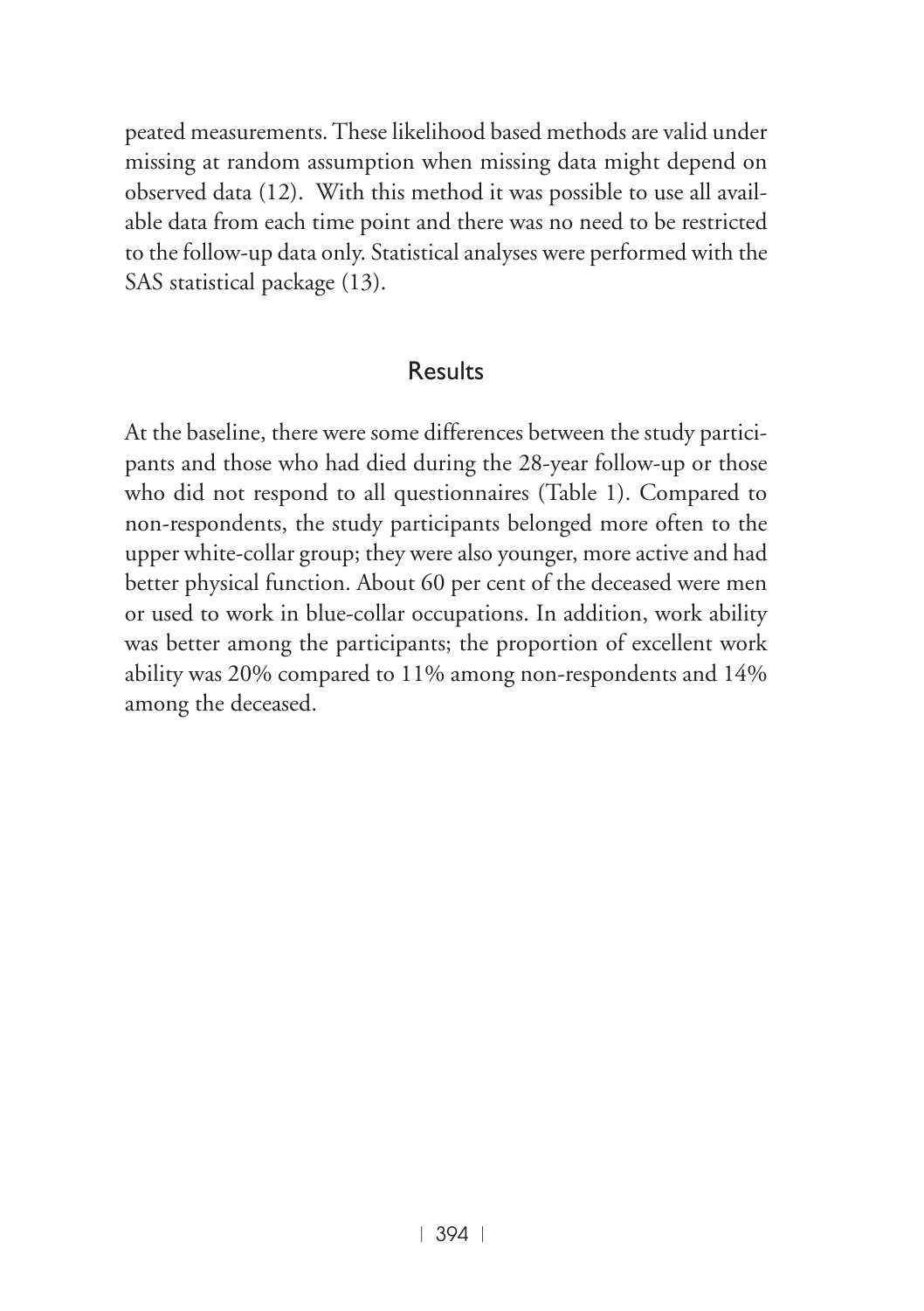peated measurements. These likelihood based methods are valid under missing at random assumption when missing data might depend on observed data (12). With this method it was possible to use all available data from each time point and there was no need to be restricted to the follow-up data only. Statistical analyses were performed with the SAS statistical package (13).

## Results

At the baseline, there were some differences between the study participants and those who had died during the 28-year follow-up or those who did not respond to all questionnaires (Table 1). Compared to non-respondents, the study participants belonged more often to the upper white-collar group; they were also younger, more active and had better physical function. About 60 per cent of the deceased were men or used to work in blue-collar occupations. In addition, work ability was better among the participants; the proportion of excellent work ability was 20% compared to 11% among non-respondents and 14% among the deceased.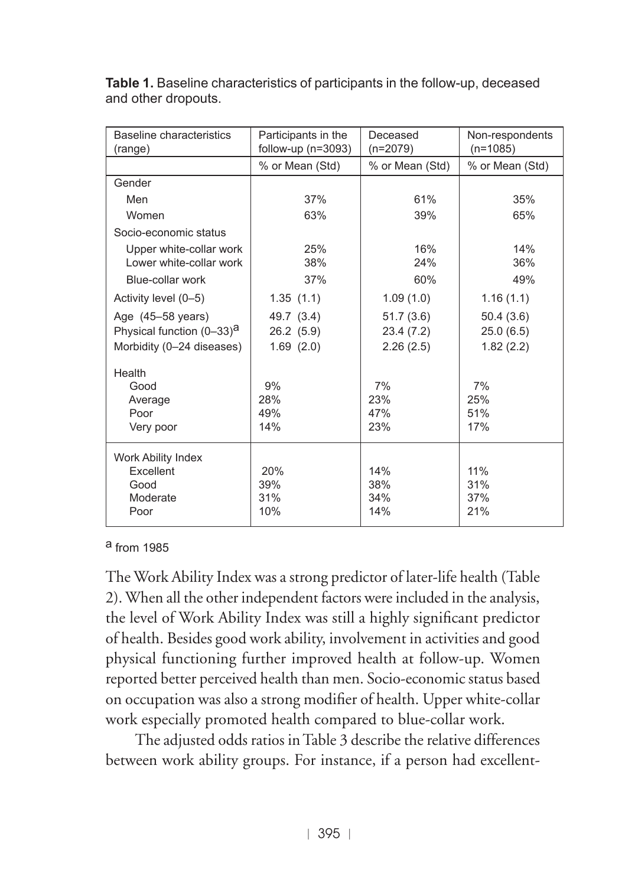**Table 1.** Baseline characteristics of participants in the follow-up, deceased and other dropouts.

| Baseline characteristics (range) | Participants in the follow-up (n=3093) | Deceased (n=2079) | Non-respondents (n=1085) |
|---|---|---|---|
| | % or Mean (Std) | % or Mean (Std) | % or Mean (Std) |
| Gender | | | |
| Men | 37% | 61% | 35% |
| Women | 63% | 39% | 65% |
| Socio-economic status | | | |
| Upper white-collar work | 25% | 16% | 14% |
| Lower white-collar work | 38% | 24% | 36% |
| Blue-collar work | 37% | 60% | 49% |
| Activity level (0–5) | 1.35 (1.1) | 1.09 (1.0) | 1.16 (1.1) |
| Age (45–58 years) | 49.7 (3.4) | 51.7 (3.6) | 50.4 (3.6) |
| Physical function (0–33)[a] | 26.2 (5.9) | 23.4 (7.2) | 25.0 (6.5) |
| Morbidity (0–24 diseases) | 1.69 (2.0) | 2.26 (2.5) | 1.82 (2.2) |
| Health | | | |
| Good | 9% | 7% | 7% |
| Average | 28% | 23% | 25% |
| Poor | 49% | 47% | 51% |
| Very poor | 14% | 23% | 17% |
| Work Ability Index | | | |
| Excellent | 20% | 14% | 11% |
| Good | 39% | 38% | 31% |
| Moderate | 31% | 34% | 37% |
| Poor | 10% | 14% | 21% |

[a] from 1985

The Work Ability Index was a strong predictor of later-life health (Table 2). When all the other independent factors were included in the analysis, the level of Work Ability Index was still a highly significant predictor of health. Besides good work ability, involvement in activities and good physical functioning further improved health at follow-up. Women reported better perceived health than men. Socio-economic status based on occupation was also a strong modifier of health. Upper white-collar work especially promoted health compared to blue-collar work.

The adjusted odds ratios in Table 3 describe the relative differences between work ability groups. For instance, if a person had excellent-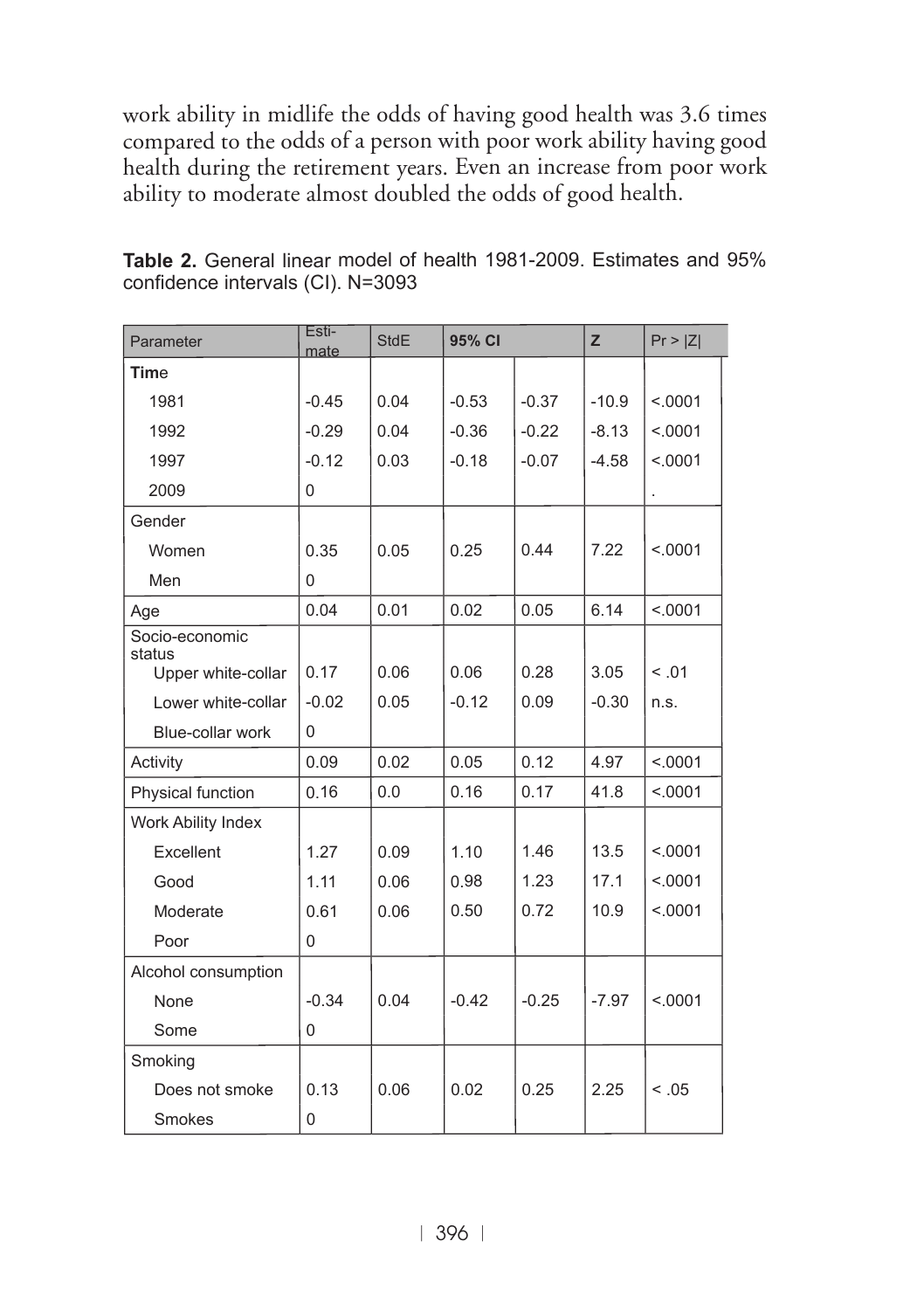work ability in midlife the odds of having good health was 3.6 times compared to the odds of a person with poor work ability having good health during the retirement years. Even an increase from poor work ability to moderate almost doubled the odds of good health.

**Table 2.** General linear model of health 1981-2009. Estimates and 95% confidence intervals (CI). N=3093

| Parameter | Estimate | StdE | 95% CI | | Z | Pr > \|Z\| |
|---|---|---|---|---|---|---|
| **Time** | | | | | | |
| 1981 | -0.45 | 0.04 | -0.53 | -0.37 | -10.9 | <.0001 |
| 1992 | -0.29 | 0.04 | -0.36 | -0.22 | -8.13 | <.0001 |
| 1997 | -0.12 | 0.03 | -0.18 | -0.07 | -4.58 | <.0001 |
| 2009 | 0 | | | | | . |
| Gender | | | | | | |
| Women | 0.35 | 0.05 | 0.25 | 0.44 | 7.22 | <.0001 |
| Men | 0 | | | | | |
| Age | 0.04 | 0.01 | 0.02 | 0.05 | 6.14 | <.0001 |
| Socio-economic status | | | | | | |
| Upper white-collar | 0.17 | 0.06 | 0.06 | 0.28 | 3.05 | < .01 |
| Lower white-collar | -0.02 | 0.05 | -0.12 | 0.09 | -0.30 | n.s. |
| Blue-collar work | 0 | | | | | |
| Activity | 0.09 | 0.02 | 0.05 | 0.12 | 4.97 | <.0001 |
| Physical function | 0.16 | 0.0 | 0.16 | 0.17 | 41.8 | <.0001 |
| Work Ability Index | | | | | | |
| Excellent | 1.27 | 0.09 | 1.10 | 1.46 | 13.5 | <.0001 |
| Good | 1.11 | 0.06 | 0.98 | 1.23 | 17.1 | <.0001 |
| Moderate | 0.61 | 0.06 | 0.50 | 0.72 | 10.9 | <.0001 |
| Poor | 0 | | | | | |
| Alcohol consumption | | | | | | |
| None | -0.34 | 0.04 | -0.42 | -0.25 | -7.97 | <.0001 |
| Some | 0 | | | | | |
| Smoking | | | | | | |
| Does not smoke | 0.13 | 0.06 | 0.02 | 0.25 | 2.25 | < .05 |
| Smokes | 0 | | | | | |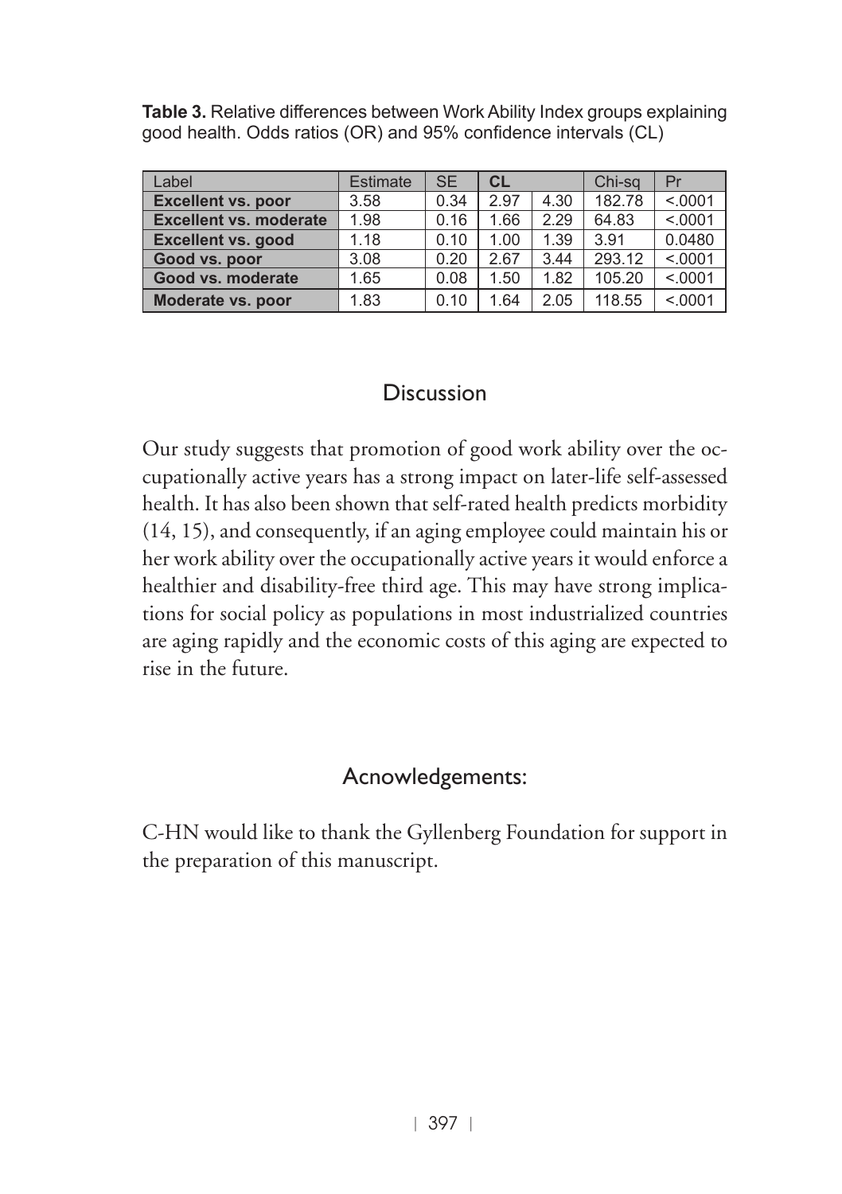**Table 3.** Relative differences between Work Ability Index groups explaining good health. Odds ratios (OR) and 95% confidence intervals (CL)

| Label | Estimate | SE | CL | | Chi-sq | Pr |
|---|---|---|---|---|---|---|
| **Excellent vs. poor** | 3.58 | 0.34 | 2.97 | 4.30 | 182.78 | <.0001 |
| **Excellent vs. moderate** | 1.98 | 0.16 | 1.66 | 2.29 | 64.83 | <.0001 |
| **Excellent vs. good** | 1.18 | 0.10 | 1.00 | 1.39 | 3.91 | 0.0480 |
| **Good vs. poor** | 3.08 | 0.20 | 2.67 | 3.44 | 293.12 | <.0001 |
| **Good vs. moderate** | 1.65 | 0.08 | 1.50 | 1.82 | 105.20 | <.0001 |
| **Moderate vs. poor** | 1.83 | 0.10 | 1.64 | 2.05 | 118.55 | <.0001 |

## Discussion

Our study suggests that promotion of good work ability over the occupationally active years has a strong impact on later-life self-assessed health. It has also been shown that self-rated health predicts morbidity (14, 15), and consequently, if an aging employee could maintain his or her work ability over the occupationally active years it would enforce a healthier and disability-free third age. This may have strong implications for social policy as populations in most industrialized countries are aging rapidly and the economic costs of this aging are expected to rise in the future.

## Acnowledgements:

C-HN would like to thank the Gyllenberg Foundation for support in the preparation of this manuscript.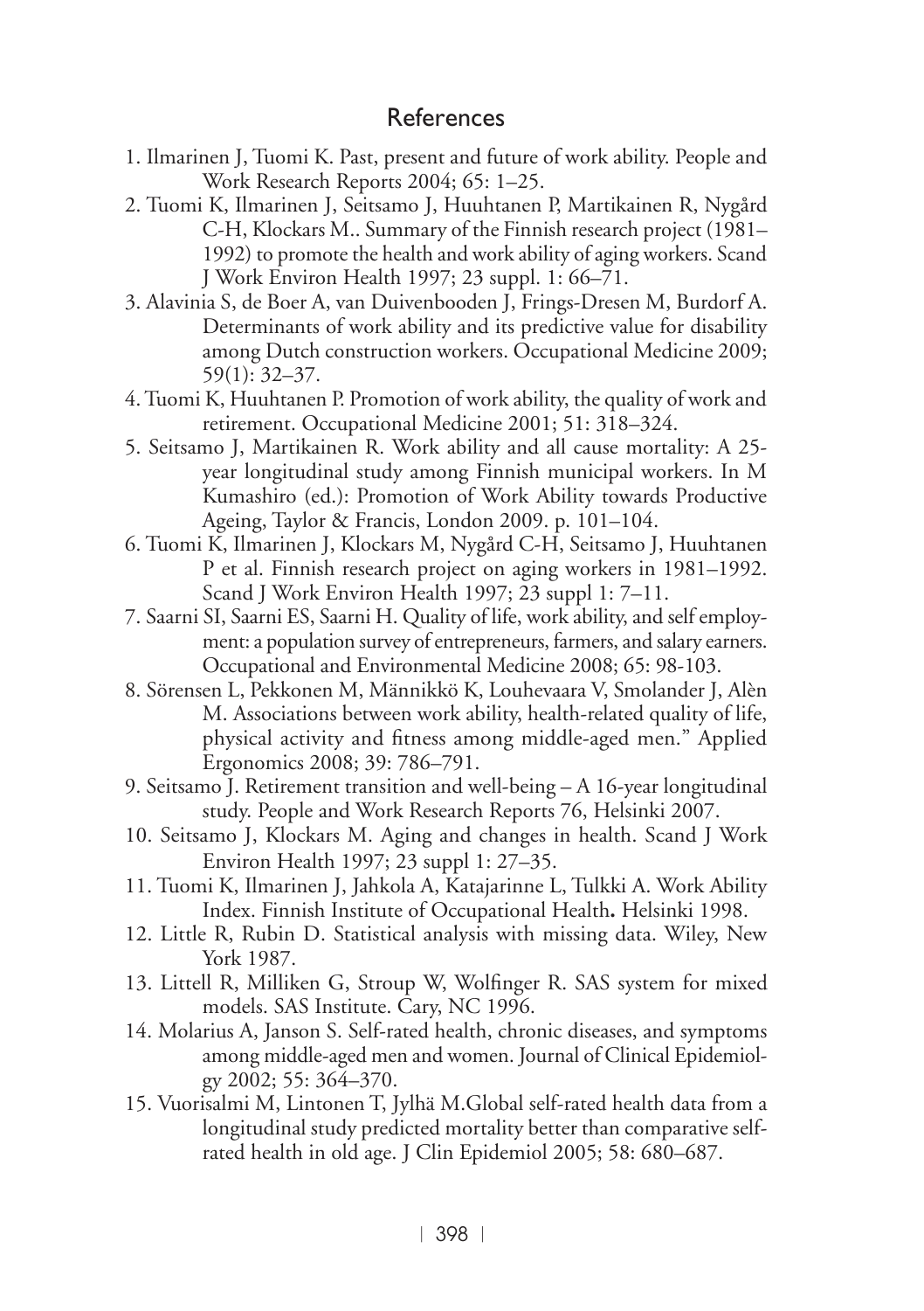## References

1. Ilmarinen J, Tuomi K. Past, present and future of work ability. People and Work Research Reports 2004; 65: 1–25.
2. Tuomi K, Ilmarinen J, Seitsamo J, Huuhtanen P, Martikainen R, Nygård C-H, Klockars M.. Summary of the Finnish research project (1981–1992) to promote the health and work ability of aging workers. Scand J Work Environ Health 1997; 23 suppl. 1: 66–71.
3. Alavinia S, de Boer A, van Duivenbooden J, Frings-Dresen M, Burdorf A. Determinants of work ability and its predictive value for disability among Dutch construction workers. Occupational Medicine 2009; 59(1): 32–37.
4. Tuomi K, Huuhtanen P. Promotion of work ability, the quality of work and retirement. Occupational Medicine 2001; 51: 318–324.
5. Seitsamo J, Martikainen R. Work ability and all cause mortality: A 25-year longitudinal study among Finnish municipal workers. In M Kumashiro (ed.): Promotion of Work Ability towards Productive Ageing, Taylor & Francis, London 2009. p. 101–104.
6. Tuomi K, Ilmarinen J, Klockars M, Nygård C-H, Seitsamo J, Huuhtanen P et al. Finnish research project on aging workers in 1981–1992. Scand J Work Environ Health 1997; 23 suppl 1: 7–11.
7. Saarni SI, Saarni ES, Saarni H. Quality of life, work ability, and self employment: a population survey of entrepreneurs, farmers, and salary earners. Occupational and Environmental Medicine 2008; 65: 98-103.
8. Sörensen L, Pekkonen M, Männikkö K, Louhevaara V, Smolander J, Alèn M. Associations between work ability, health-related quality of life, physical activity and fitness among middle-aged men." Applied Ergonomics 2008; 39: 786–791.
9. Seitsamo J. Retirement transition and well-being – A 16-year longitudinal study. People and Work Research Reports 76, Helsinki 2007.
10. Seitsamo J, Klockars M. Aging and changes in health. Scand J Work Environ Health 1997; 23 suppl 1: 27–35.
11. Tuomi K, Ilmarinen J, Jahkola A, Katajarinne L, Tulkki A. Work Ability Index. Finnish Institute of Occupational Health**.** Helsinki 1998.
12. Little R, Rubin D. Statistical analysis with missing data. Wiley, New York 1987.
13. Littell R, Milliken G, Stroup W, Wolfinger R. SAS system for mixed models. SAS Institute. Cary, NC 1996.
14. Molarius A, Janson S. Self-rated health, chronic diseases, and symptoms among middle-aged men and women. Journal of Clinical Epidemiology 2002; 55: 364–370.
15. Vuorisalmi M, Lintonen T, Jylhä M.Global self-rated health data from a longitudinal study predicted mortality better than comparative self-rated health in old age. J Clin Epidemiol 2005; 58: 680–687.